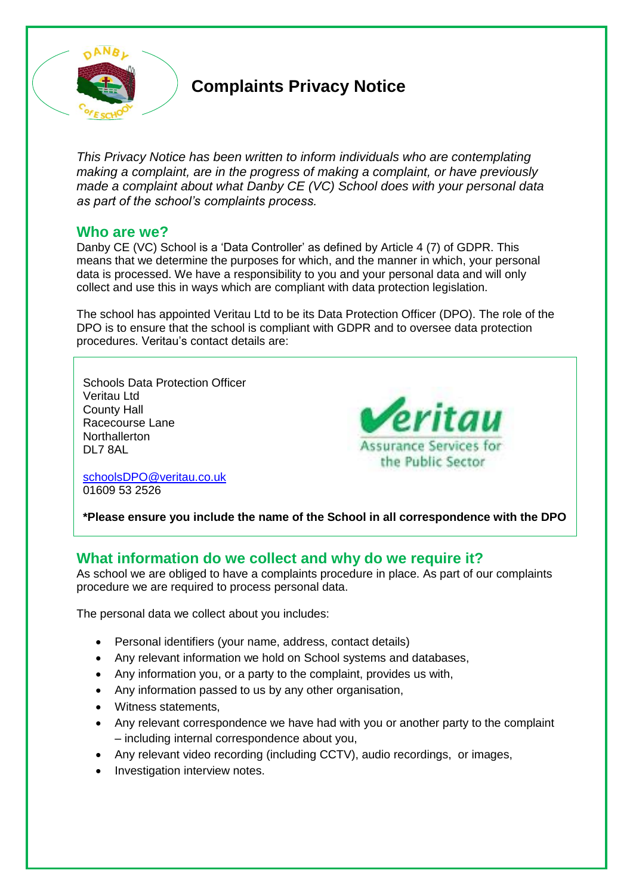# Complaints Privacy Notice

*This Privacy Notice has been written to inform individuals who are contemplating making a complaint, are in the progress of making a complaint, or have previously made a complaint about what Danby CE (VC) School does with your personal data as part of the school's complaints process.*

## Who are we?

Danby CE (VC) School is a 'Data Controller' as defined by Article 4 (7) of GDPR. This means that we determine the purposes for which, and the manner in which, your personal data is processed. We have a responsibility to you and your personal data and will only collect and use this in ways which are compliant with data protection legislation.

The school has appointed Veritau Ltd to be its Data Protection Officer (DPO). The role of the DPO is to ensure that the school is compliant with GDPR and to oversee data protection procedures. Veritau's contact details are:

Schools Data Protection Officer
Veritau Ltd
County Hall
Racecourse Lane
Northallerton
DL7 8AL

schoolsDPO@veritau.co.uk
01609 53 2526

**\*Please ensure you include the name of the School in all correspondence with the DPO**

## What information do we collect and why do we require it?

As school we are obliged to have a complaints procedure in place. As part of our complaints procedure we are required to process personal data.

The personal data we collect about you includes:

- Personal identifiers (your name, address, contact details)
- Any relevant information we hold on School systems and databases,
- Any information you, or a party to the complaint, provides us with,
- Any information passed to us by any other organisation,
- Witness statements,
- Any relevant correspondence we have had with you or another party to the complaint – including internal correspondence about you,
- Any relevant video recording (including CCTV), audio recordings, or images,
- Investigation interview notes.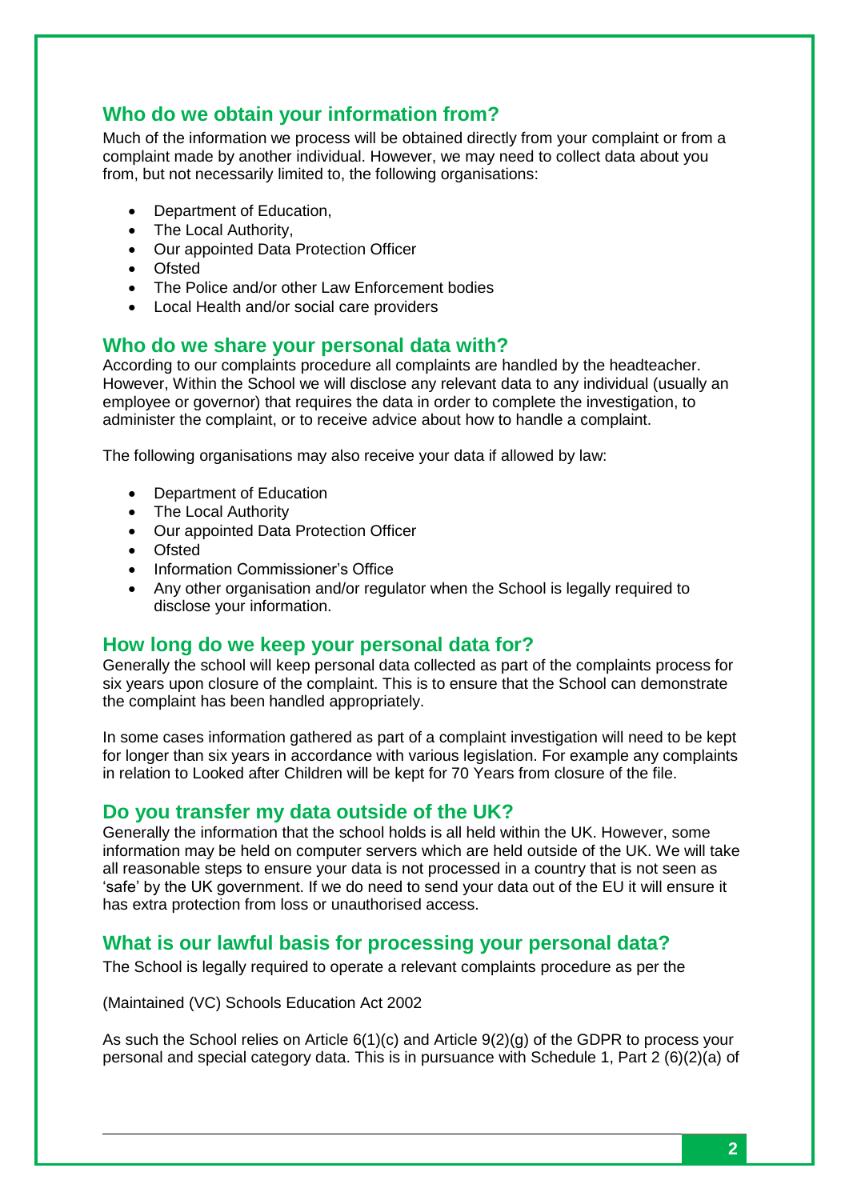## Who do we obtain your information from?

Much of the information we process will be obtained directly from your complaint or from a complaint made by another individual. However, we may need to collect data about you from, but not necessarily limited to, the following organisations:

- Department of Education,
- The Local Authority,
- Our appointed Data Protection Officer
- Ofsted
- The Police and/or other Law Enforcement bodies
- Local Health and/or social care providers

## Who do we share your personal data with?

According to our complaints procedure all complaints are handled by the headteacher. However, Within the School we will disclose any relevant data to any individual (usually an employee or governor) that requires the data in order to complete the investigation, to administer the complaint, or to receive advice about how to handle a complaint.

The following organisations may also receive your data if allowed by law:

- Department of Education
- The Local Authority
- Our appointed Data Protection Officer
- Ofsted
- Information Commissioner's Office
- Any other organisation and/or regulator when the School is legally required to disclose your information.

## How long do we keep your personal data for?

Generally the school will keep personal data collected as part of the complaints process for six years upon closure of the complaint. This is to ensure that the School can demonstrate the complaint has been handled appropriately.

In some cases information gathered as part of a complaint investigation will need to be kept for longer than six years in accordance with various legislation. For example any complaints in relation to Looked after Children will be kept for 70 Years from closure of the file.

## Do you transfer my data outside of the UK?

Generally the information that the school holds is all held within the UK. However, some information may be held on computer servers which are held outside of the UK. We will take all reasonable steps to ensure your data is not processed in a country that is not seen as 'safe' by the UK government. If we do need to send your data out of the EU it will ensure it has extra protection from loss or unauthorised access.

## What is our lawful basis for processing your personal data?

The School is legally required to operate a relevant complaints procedure as per the

(Maintained (VC) Schools Education Act 2002

As such the School relies on Article 6(1)(c) and Article 9(2)(g) of the GDPR to process your personal and special category data. This is in pursuance with Schedule 1, Part 2 (6)(2)(a) of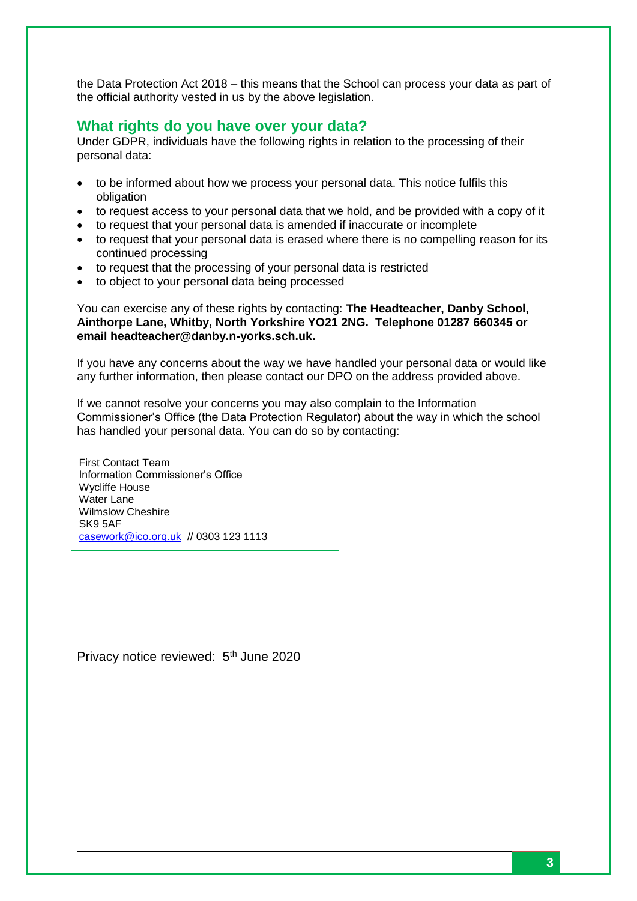the Data Protection Act 2018 – this means that the School can process your data as part of the official authority vested in us by the above legislation.

## What rights do you have over your data?

Under GDPR, individuals have the following rights in relation to the processing of their personal data:

- to be informed about how we process your personal data. This notice fulfils this obligation
- to request access to your personal data that we hold, and be provided with a copy of it
- to request that your personal data is amended if inaccurate or incomplete
- to request that your personal data is erased where there is no compelling reason for its continued processing
- to request that the processing of your personal data is restricted
- to object to your personal data being processed

You can exercise any of these rights by contacting: **The Headteacher, Danby School, Ainthorpe Lane, Whitby, North Yorkshire YO21 2NG. Telephone 01287 660345 or email headteacher@danby.n-yorks.sch.uk.**

If you have any concerns about the way we have handled your personal data or would like any further information, then please contact our DPO on the address provided above.

If we cannot resolve your concerns you may also complain to the Information Commissioner's Office (the Data Protection Regulator) about the way in which the school has handled your personal data. You can do so by contacting:

First Contact Team
Information Commissioner's Office
Wycliffe House
Water Lane
Wilmslow Cheshire
SK9 5AF
casework@ico.org.uk // 0303 123 1113

Privacy notice reviewed: 5th June 2020